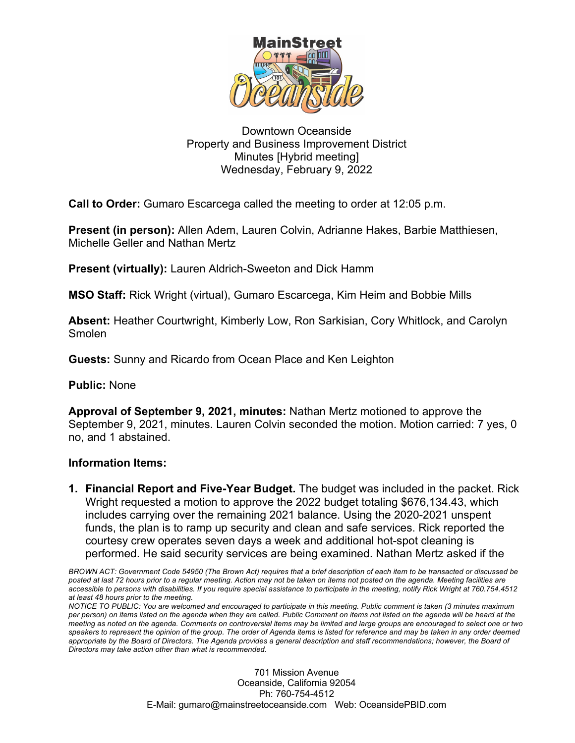Downtown Oceanside
Property and Business Improvement District
Minutes [Hybrid meeting]
Wednesday, February 9, 2022

**Call to Order:** Gumaro Escarcega called the meeting to order at 12:05 p.m.

**Present (in person):** Allen Adem, Lauren Colvin, Adrianne Hakes, Barbie Matthiesen, Michelle Geller and Nathan Mertz

**Present (virtually):** Lauren Aldrich-Sweeton and Dick Hamm

**MSO Staff:** Rick Wright (virtual), Gumaro Escarcega, Kim Heim and Bobbie Mills

**Absent:** Heather Courtwright, Kimberly Low, Ron Sarkisian, Cory Whitlock, and Carolyn Smolen

**Guests:** Sunny and Ricardo from Ocean Place and Ken Leighton

**Public:** None

**Approval of September 9, 2021, minutes:** Nathan Mertz motioned to approve the September 9, 2021, minutes. Lauren Colvin seconded the motion. Motion carried: 7 yes, 0 no, and 1 abstained.

**Information Items:**

1. **Financial Report and Five-Year Budget.** The budget was included in the packet. Rick Wright requested a motion to approve the 2022 budget totaling $676,134.43, which includes carrying over the remaining 2021 balance. Using the 2020-2021 unspent funds, the plan is to ramp up security and clean and safe services. Rick reported the courtesy crew operates seven days a week and additional hot-spot cleaning is performed. He said security services are being examined. Nathan Mertz asked if the

*BROWN ACT: Government Code 54950 (The Brown Act) requires that a brief description of each item to be transacted or discussed be posted at last 72 hours prior to a regular meeting. Action may not be taken on items not posted on the agenda. Meeting facilities are accessible to persons with disabilities. If you require special assistance to participate in the meeting, notify Rick Wright at 760.754.4512 at least 48 hours prior to the meeting.*
*NOTICE TO PUBLIC: You are welcomed and encouraged to participate in this meeting. Public comment is taken (3 minutes maximum per person) on items listed on the agenda when they are called. Public Comment on items not listed on the agenda will be heard at the meeting as noted on the agenda. Comments on controversial items may be limited and large groups are encouraged to select one or two speakers to represent the opinion of the group. The order of Agenda items is listed for reference and may be taken in any order deemed appropriate by the Board of Directors. The Agenda provides a general description and staff recommendations; however, the Board of Directors may take action other than what is recommended.*

701 Mission Avenue
Oceanside, California 92054
Ph: 760-754-4512
E-Mail: gumaro@mainstreetoceanside.com Web: OceansidePBID.com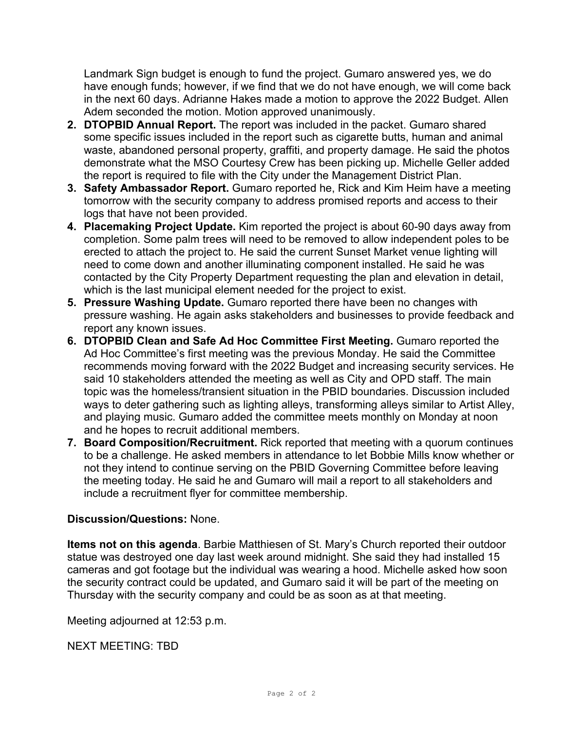Landmark Sign budget is enough to fund the project. Gumaro answered yes, we do have enough funds; however, if we find that we do not have enough, we will come back in the next 60 days. Adrianne Hakes made a motion to approve the 2022 Budget. Allen Adem seconded the motion. Motion approved unanimously.

2. **DTOPBID Annual Report.** The report was included in the packet. Gumaro shared some specific issues included in the report such as cigarette butts, human and animal waste, abandoned personal property, graffiti, and property damage. He said the photos demonstrate what the MSO Courtesy Crew has been picking up. Michelle Geller added the report is required to file with the City under the Management District Plan.
3. **Safety Ambassador Report.** Gumaro reported he, Rick and Kim Heim have a meeting tomorrow with the security company to address promised reports and access to their logs that have not been provided.
4. **Placemaking Project Update.** Kim reported the project is about 60-90 days away from completion. Some palm trees will need to be removed to allow independent poles to be erected to attach the project to. He said the current Sunset Market venue lighting will need to come down and another illuminating component installed. He said he was contacted by the City Property Department requesting the plan and elevation in detail, which is the last municipal element needed for the project to exist.
5. **Pressure Washing Update.** Gumaro reported there have been no changes with pressure washing. He again asks stakeholders and businesses to provide feedback and report any known issues.
6. **DTOPBID Clean and Safe Ad Hoc Committee First Meeting.** Gumaro reported the Ad Hoc Committee's first meeting was the previous Monday. He said the Committee recommends moving forward with the 2022 Budget and increasing security services. He said 10 stakeholders attended the meeting as well as City and OPD staff. The main topic was the homeless/transient situation in the PBID boundaries. Discussion included ways to deter gathering such as lighting alleys, transforming alleys similar to Artist Alley, and playing music. Gumaro added the committee meets monthly on Monday at noon and he hopes to recruit additional members.
7. **Board Composition/Recruitment.** Rick reported that meeting with a quorum continues to be a challenge. He asked members in attendance to let Bobbie Mills know whether or not they intend to continue serving on the PBID Governing Committee before leaving the meeting today. He said he and Gumaro will mail a report to all stakeholders and include a recruitment flyer for committee membership.

**Discussion/Questions:** None.

**Items not on this agenda**. Barbie Matthiesen of St. Mary's Church reported their outdoor statue was destroyed one day last week around midnight. She said they had installed 15 cameras and got footage but the individual was wearing a hood. Michelle asked how soon the security contract could be updated, and Gumaro said it will be part of the meeting on Thursday with the security company and could be as soon as at that meeting.

Meeting adjourned at 12:53 p.m.

NEXT MEETING: TBD